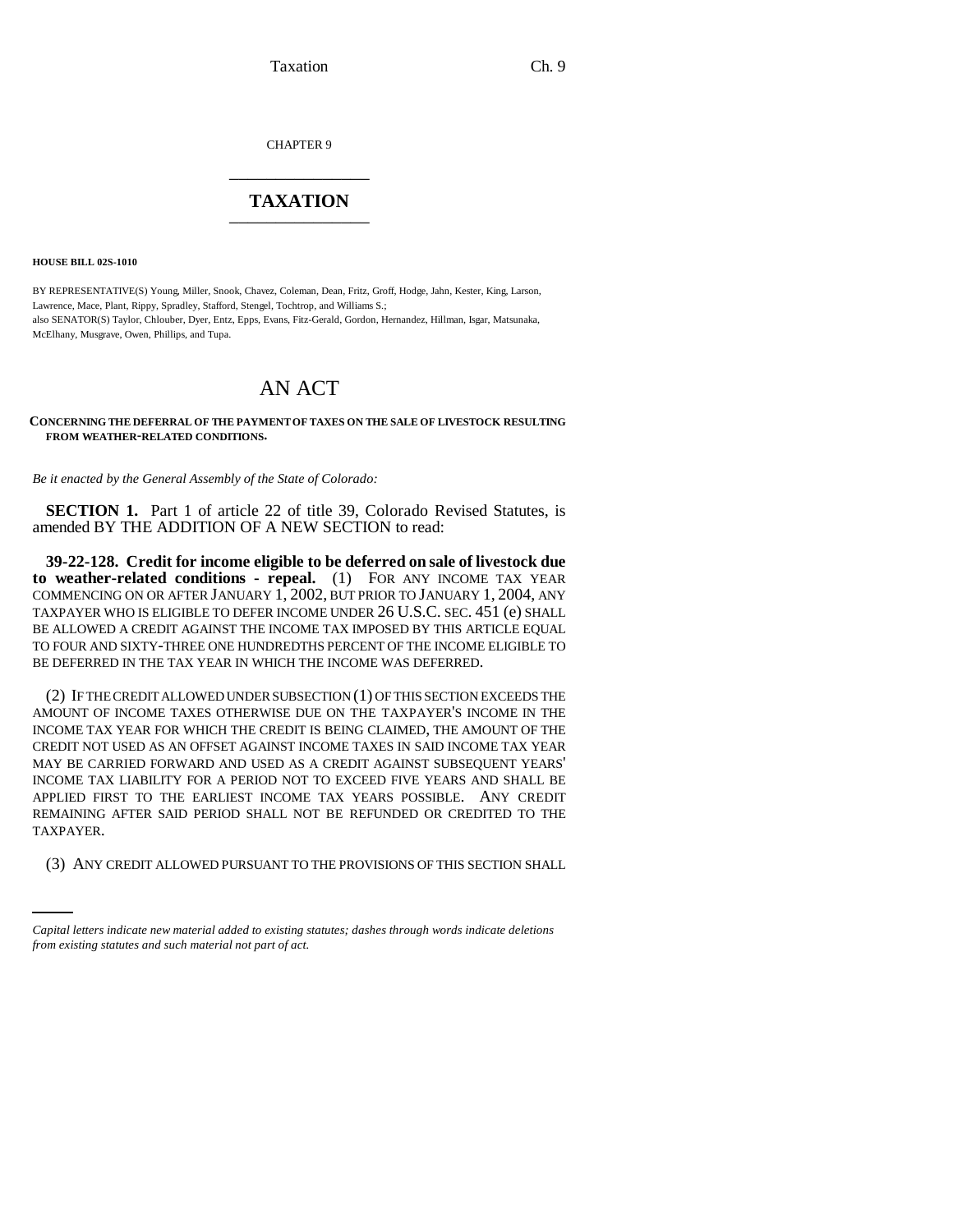CHAPTER 9

# TAXATION

**HOUSE BILL 02S-1010**

BY REPRESENTATIVE(S) Young, Miller, Snook, Chavez, Coleman, Dean, Fritz, Groff, Hodge, Jahn, Kester, King, Larson, Lawrence, Mace, Plant, Rippy, Spradley, Stafford, Stengel, Tochtrop, and Williams S.;
also SENATOR(S) Taylor, Chlouber, Dyer, Entz, Epps, Evans, Fitz-Gerald, Gordon, Hernandez, Hillman, Isgar, Matsunaka, McElhany, Musgrave, Owen, Phillips, and Tupa.

# AN ACT

**CONCERNING THE DEFERRAL OF THE PAYMENT OF TAXES ON THE SALE OF LIVESTOCK RESULTING FROM WEATHER-RELATED CONDITIONS.**

*Be it enacted by the General Assembly of the State of Colorado:*

**SECTION 1.** Part 1 of article 22 of title 39, Colorado Revised Statutes, is amended BY THE ADDITION OF A NEW SECTION to read:

**39-22-128. Credit for income eligible to be deferred on sale of livestock due to weather-related conditions - repeal.** (1) FOR ANY INCOME TAX YEAR COMMENCING ON OR AFTER JANUARY 1, 2002, BUT PRIOR TO JANUARY 1, 2004, ANY TAXPAYER WHO IS ELIGIBLE TO DEFER INCOME UNDER 26 U.S.C. SEC. 451 (e) SHALL BE ALLOWED A CREDIT AGAINST THE INCOME TAX IMPOSED BY THIS ARTICLE EQUAL TO FOUR AND SIXTY-THREE ONE HUNDREDTHS PERCENT OF THE INCOME ELIGIBLE TO BE DEFERRED IN THE TAX YEAR IN WHICH THE INCOME WAS DEFERRED.

(2) IF THE CREDIT ALLOWED UNDER SUBSECTION (1) OF THIS SECTION EXCEEDS THE AMOUNT OF INCOME TAXES OTHERWISE DUE ON THE TAXPAYER'S INCOME IN THE INCOME TAX YEAR FOR WHICH THE CREDIT IS BEING CLAIMED, THE AMOUNT OF THE CREDIT NOT USED AS AN OFFSET AGAINST INCOME TAXES IN SAID INCOME TAX YEAR MAY BE CARRIED FORWARD AND USED AS A CREDIT AGAINST SUBSEQUENT YEARS' INCOME TAX LIABILITY FOR A PERIOD NOT TO EXCEED FIVE YEARS AND SHALL BE APPLIED FIRST TO THE EARLIEST INCOME TAX YEARS POSSIBLE. ANY CREDIT REMAINING AFTER SAID PERIOD SHALL NOT BE REFUNDED OR CREDITED TO THE TAXPAYER.

(3) ANY CREDIT ALLOWED PURSUANT TO THE PROVISIONS OF THIS SECTION SHALL

*Capital letters indicate new material added to existing statutes; dashes through words indicate deletions from existing statutes and such material not part of act.*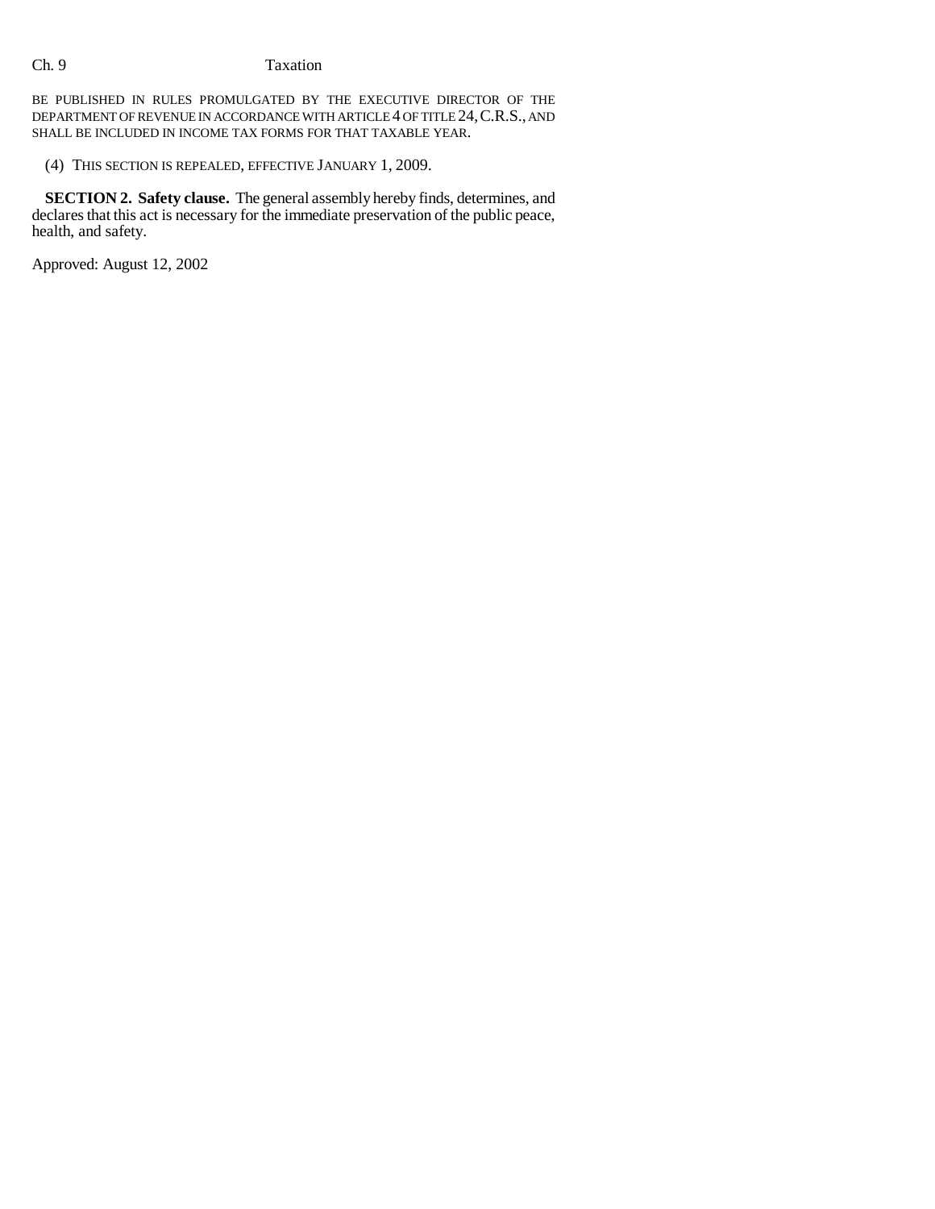BE PUBLISHED IN RULES PROMULGATED BY THE EXECUTIVE DIRECTOR OF THE DEPARTMENT OF REVENUE IN ACCORDANCE WITH ARTICLE 4 OF TITLE 24, C.R.S., AND SHALL BE INCLUDED IN INCOME TAX FORMS FOR THAT TAXABLE YEAR.

(4) THIS SECTION IS REPEALED, EFFECTIVE JANUARY 1, 2009.

**SECTION 2. Safety clause.** The general assembly hereby finds, determines, and declares that this act is necessary for the immediate preservation of the public peace, health, and safety.

Approved: August 12, 2002